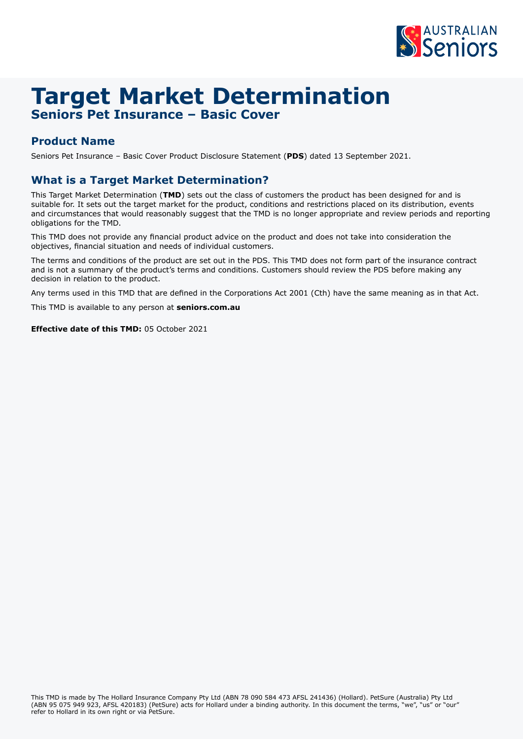# Target Market Determination

## Seniors Pet Insurance – Basic Cover

## Product Name

Seniors Pet Insurance – Basic Cover Product Disclosure Statement (**PDS**) dated 13 September 2021.

## What is a Target Market Determination?

This Target Market Determination (**TMD**) sets out the class of customers the product has been designed for and is suitable for. It sets out the target market for the product, conditions and restrictions placed on its distribution, events and circumstances that would reasonably suggest that the TMD is no longer appropriate and review periods and reporting obligations for the TMD.

This TMD does not provide any financial product advice on the product and does not take into consideration the objectives, financial situation and needs of individual customers.

The terms and conditions of the product are set out in the PDS. This TMD does not form part of the insurance contract and is not a summary of the product's terms and conditions. Customers should review the PDS before making any decision in relation to the product.

Any terms used in this TMD that are defined in the Corporations Act 2001 (Cth) have the same meaning as in that Act.

This TMD is available to any person at **seniors.com.au**

**Effective date of this TMD:** 05 October 2021

This TMD is made by The Hollard Insurance Company Pty Ltd (ABN 78 090 584 473 AFSL 241436) (Hollard). PetSure (Australia) Pty Ltd (ABN 95 075 949 923, AFSL 420183) (PetSure) acts for Hollard under a binding authority. In this document the terms, "we", "us" or "our" refer to Hollard in its own right or via PetSure.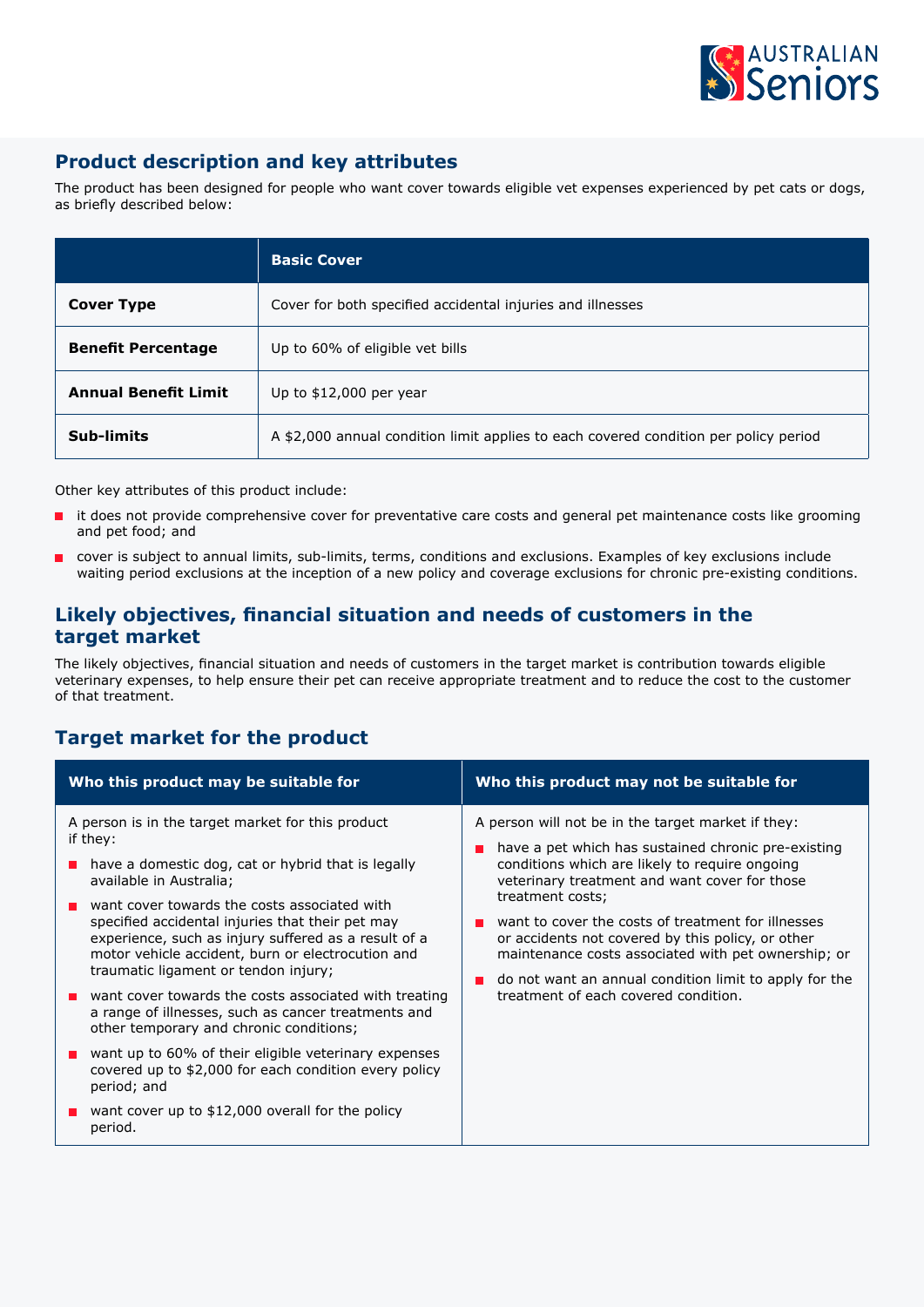## Product description and key attributes

The product has been designed for people who want cover towards eligible vet expenses experienced by pet cats or dogs, as briefly described below:

| | **Basic Cover** |
|---|---|
| **Cover Type** | Cover for both specified accidental injuries and illnesses |
| **Benefit Percentage** | Up to 60% of eligible vet bills |
| **Annual Benefit Limit** | Up to $12,000 per year |
| **Sub-limits** | A $2,000 annual condition limit applies to each covered condition per policy period |

Other key attributes of this product include:

- it does not provide comprehensive cover for preventative care costs and general pet maintenance costs like grooming and pet food; and
- cover is subject to annual limits, sub-limits, terms, conditions and exclusions. Examples of key exclusions include waiting period exclusions at the inception of a new policy and coverage exclusions for chronic pre-existing conditions.

## Likely objectives, financial situation and needs of customers in the target market

The likely objectives, financial situation and needs of customers in the target market is contribution towards eligible veterinary expenses, to help ensure their pet can receive appropriate treatment and to reduce the cost to the customer of that treatment.

## Target market for the product

| Who this product may be suitable for | Who this product may not be suitable for |
|---|---|
| A person is in the target market for this product if they:<br>- have a domestic dog, cat or hybrid that is legally available in Australia;<br>- want cover towards the costs associated with specified accidental injuries that their pet may experience, such as injury suffered as a result of a motor vehicle accident, burn or electrocution and traumatic ligament or tendon injury;<br>- want cover towards the costs associated with treating a range of illnesses, such as cancer treatments and other temporary and chronic conditions;<br>- want up to 60% of their eligible veterinary expenses covered up to $2,000 for each condition every policy period; and<br>- want cover up to $12,000 overall for the policy period. | A person will not be in the target market if they:<br>- have a pet which has sustained chronic pre-existing conditions which are likely to require ongoing veterinary treatment and want cover for those treatment costs;<br>- want to cover the costs of treatment for illnesses or accidents not covered by this policy, or other maintenance costs associated with pet ownership; or<br>- do not want an annual condition limit to apply for the treatment of each covered condition. |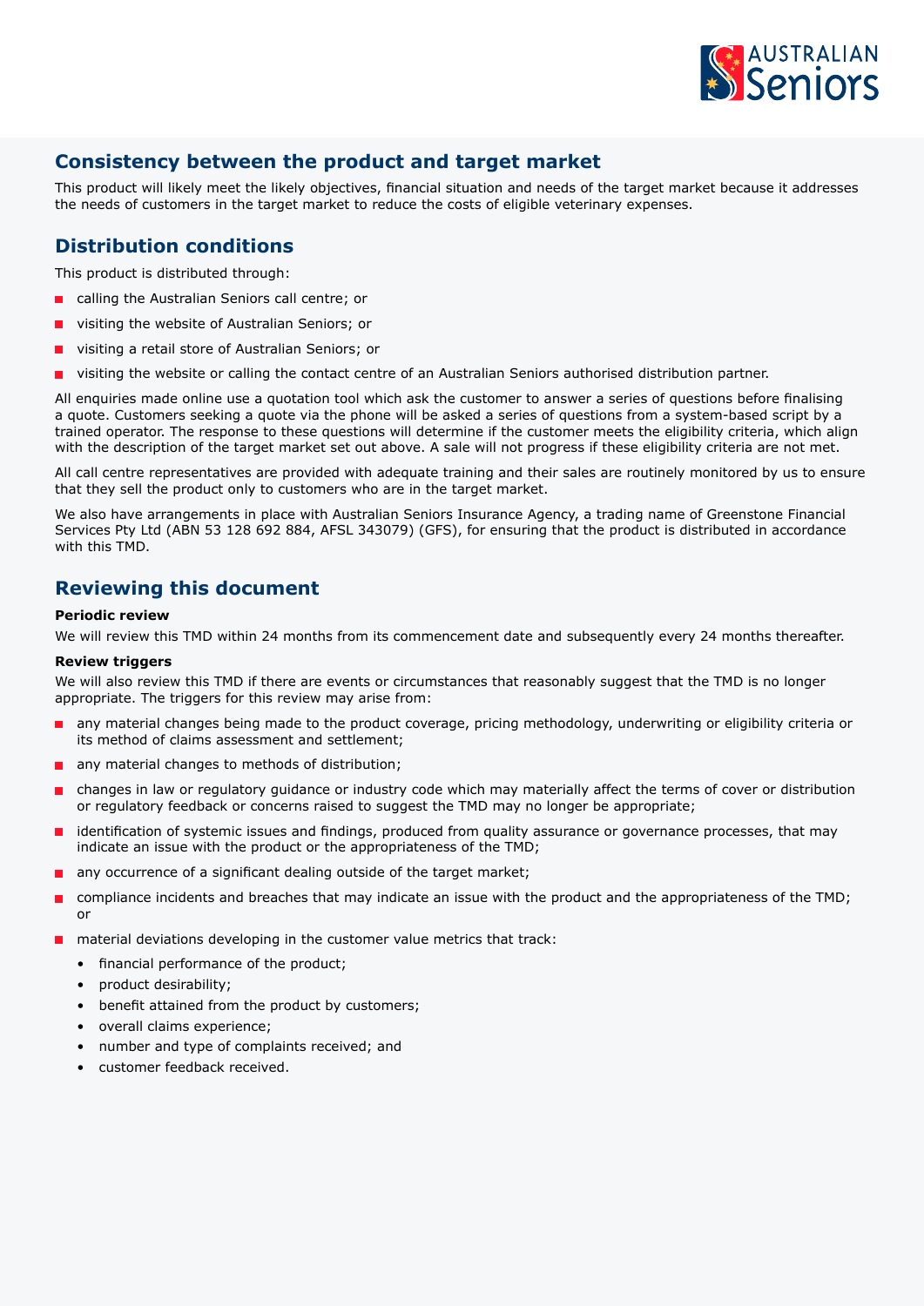## Consistency between the product and target market

This product will likely meet the likely objectives, financial situation and needs of the target market because it addresses the needs of customers in the target market to reduce the costs of eligible veterinary expenses.

## Distribution conditions

This product is distributed through:

- calling the Australian Seniors call centre; or
- visiting the website of Australian Seniors; or
- visiting a retail store of Australian Seniors; or
- visiting the website or calling the contact centre of an Australian Seniors authorised distribution partner.

All enquiries made online use a quotation tool which ask the customer to answer a series of questions before finalising a quote. Customers seeking a quote via the phone will be asked a series of questions from a system-based script by a trained operator. The response to these questions will determine if the customer meets the eligibility criteria, which align with the description of the target market set out above. A sale will not progress if these eligibility criteria are not met.

All call centre representatives are provided with adequate training and their sales are routinely monitored by us to ensure that they sell the product only to customers who are in the target market.

We also have arrangements in place with Australian Seniors Insurance Agency, a trading name of Greenstone Financial Services Pty Ltd (ABN 53 128 692 884, AFSL 343079) (GFS), for ensuring that the product is distributed in accordance with this TMD.

## Reviewing this document

**Periodic review**

We will review this TMD within 24 months from its commencement date and subsequently every 24 months thereafter.

**Review triggers**

We will also review this TMD if there are events or circumstances that reasonably suggest that the TMD is no longer appropriate. The triggers for this review may arise from:

- any material changes being made to the product coverage, pricing methodology, underwriting or eligibility criteria or its method of claims assessment and settlement;
- any material changes to methods of distribution;
- changes in law or regulatory guidance or industry code which may materially affect the terms of cover or distribution or regulatory feedback or concerns raised to suggest the TMD may no longer be appropriate;
- identification of systemic issues and findings, produced from quality assurance or governance processes, that may indicate an issue with the product or the appropriateness of the TMD;
- any occurrence of a significant dealing outside of the target market;
- compliance incidents and breaches that may indicate an issue with the product and the appropriateness of the TMD; or
- material deviations developing in the customer value metrics that track:
  - financial performance of the product;
  - product desirability;
  - benefit attained from the product by customers;
  - overall claims experience;
  - number and type of complaints received; and
  - customer feedback received.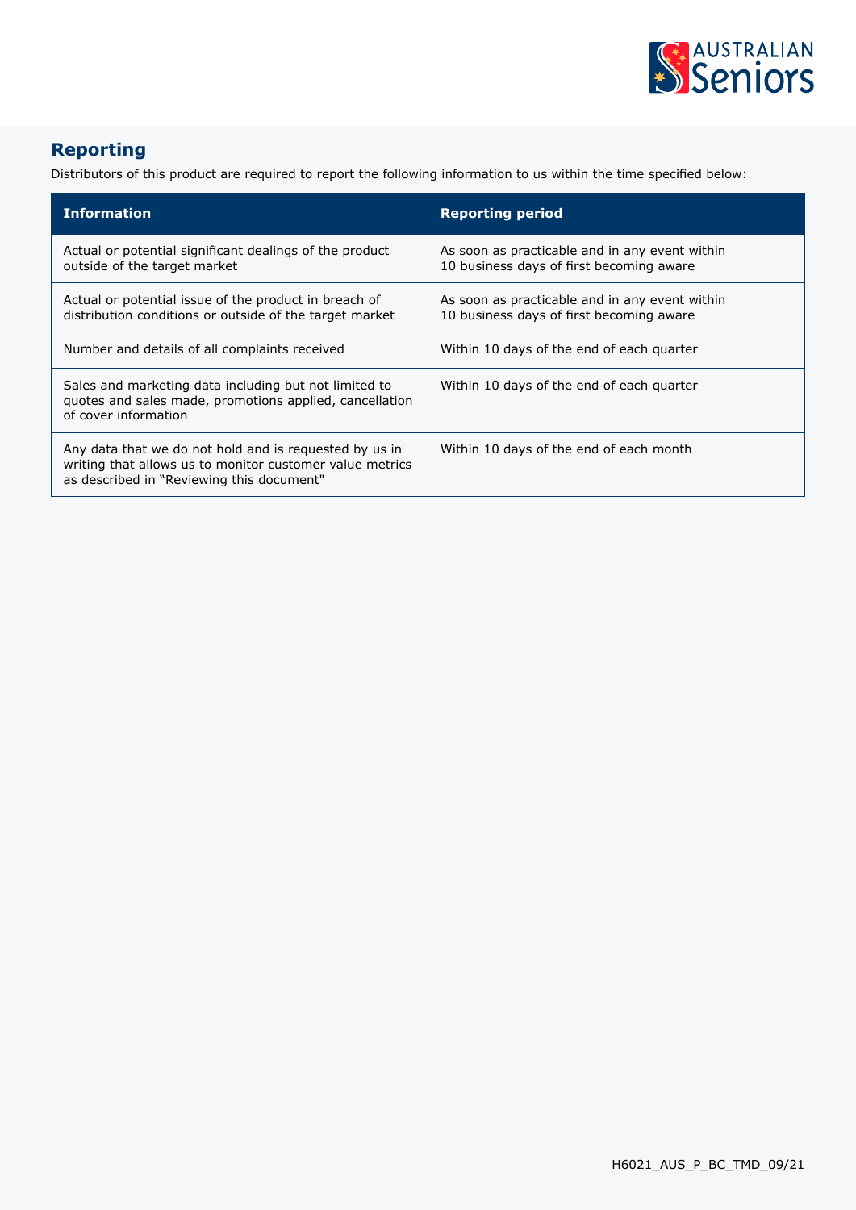## Reporting

Distributors of this product are required to report the following information to us within the time specified below:

| Information | Reporting period |
| --- | --- |
| Actual or potential significant dealings of the product outside of the target market | As soon as practicable and in any event within 10 business days of first becoming aware |
| Actual or potential issue of the product in breach of distribution conditions or outside of the target market | As soon as practicable and in any event within 10 business days of first becoming aware |
| Number and details of all complaints received | Within 10 days of the end of each quarter |
| Sales and marketing data including but not limited to quotes and sales made, promotions applied, cancellation of cover information | Within 10 days of the end of each quarter |
| Any data that we do not hold and is requested by us in writing that allows us to monitor customer value metrics as described in "Reviewing this document" | Within 10 days of the end of each month |

H6021_AUS_P_BC_TMD_09/21